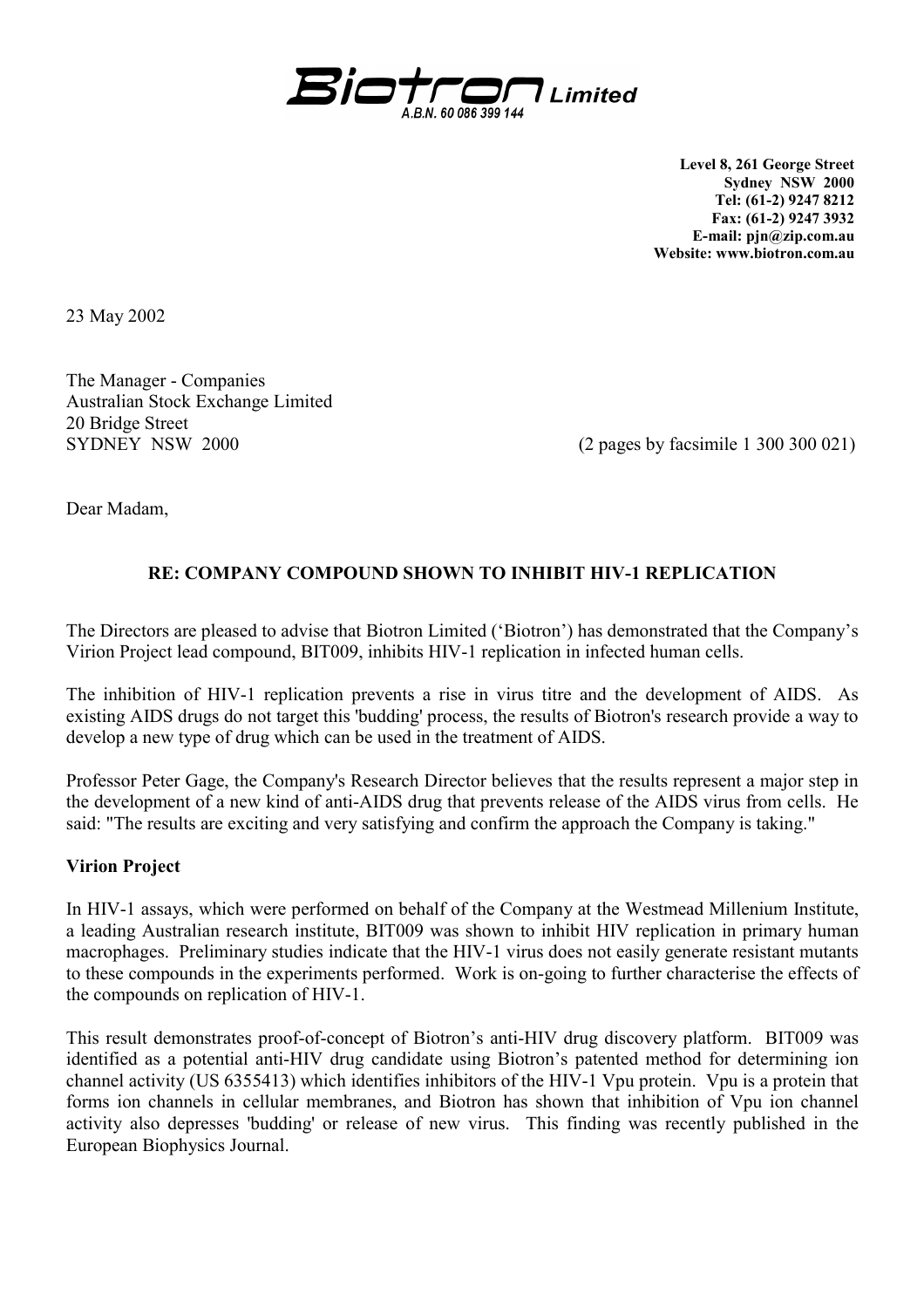**Biotron Limited**

A.B.N. 60 086 399 144

**Level 8, 261 George Street**
**Sydney NSW 2000**
**Tel: (61-2) 9247 8212**
**Fax: (61-2) 9247 3932**
**E-mail: pjn@zip.com.au**
**Website: www.biotron.com.au**

23 May 2002

The Manager - Companies
Australian Stock Exchange Limited
20 Bridge Street
SYDNEY NSW 2000

(2 pages by facsimile 1 300 300 021)

Dear Madam,

**RE: COMPANY COMPOUND SHOWN TO INHIBIT HIV-1 REPLICATION**

The Directors are pleased to advise that Biotron Limited ('Biotron') has demonstrated that the Company's Virion Project lead compound, BIT009, inhibits HIV-1 replication in infected human cells.

The inhibition of HIV-1 replication prevents a rise in virus titre and the development of AIDS. As existing AIDS drugs do not target this 'budding' process, the results of Biotron's research provide a way to develop a new type of drug which can be used in the treatment of AIDS.

Professor Peter Gage, the Company's Research Director believes that the results represent a major step in the development of a new kind of anti-AIDS drug that prevents release of the AIDS virus from cells. He said: "The results are exciting and very satisfying and confirm the approach the Company is taking."

**Virion Project**

In HIV-1 assays, which were performed on behalf of the Company at the Westmead Millenium Institute, a leading Australian research institute, BIT009 was shown to inhibit HIV replication in primary human macrophages. Preliminary studies indicate that the HIV-1 virus does not easily generate resistant mutants to these compounds in the experiments performed. Work is on-going to further characterise the effects of the compounds on replication of HIV-1.

This result demonstrates proof-of-concept of Biotron's anti-HIV drug discovery platform. BIT009 was identified as a potential anti-HIV drug candidate using Biotron's patented method for determining ion channel activity (US 6355413) which identifies inhibitors of the HIV-1 Vpu protein. Vpu is a protein that forms ion channels in cellular membranes, and Biotron has shown that inhibition of Vpu ion channel activity also depresses 'budding' or release of new virus. This finding was recently published in the European Biophysics Journal.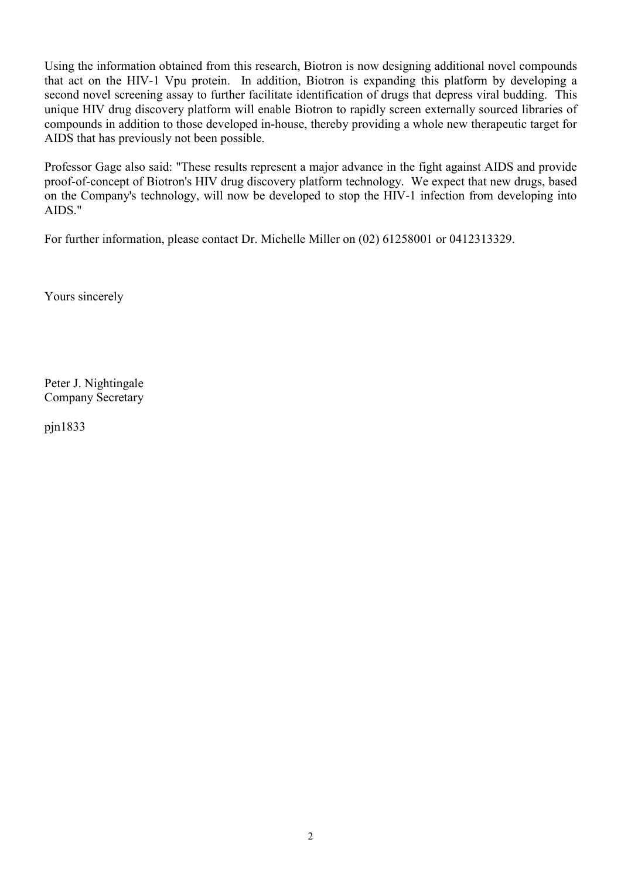Using the information obtained from this research, Biotron is now designing additional novel compounds that act on the HIV-1 Vpu protein. In addition, Biotron is expanding this platform by developing a second novel screening assay to further facilitate identification of drugs that depress viral budding. This unique HIV drug discovery platform will enable Biotron to rapidly screen externally sourced libraries of compounds in addition to those developed in-house, thereby providing a whole new therapeutic target for AIDS that has previously not been possible.

Professor Gage also said: "These results represent a major advance in the fight against AIDS and provide proof-of-concept of Biotron's HIV drug discovery platform technology. We expect that new drugs, based on the Company's technology, will now be developed to stop the HIV-1 infection from developing into AIDS."

For further information, please contact Dr. Michelle Miller on (02) 61258001 or 0412313329.

Yours sincerely

Peter J. Nightingale
Company Secretary

pjn1833